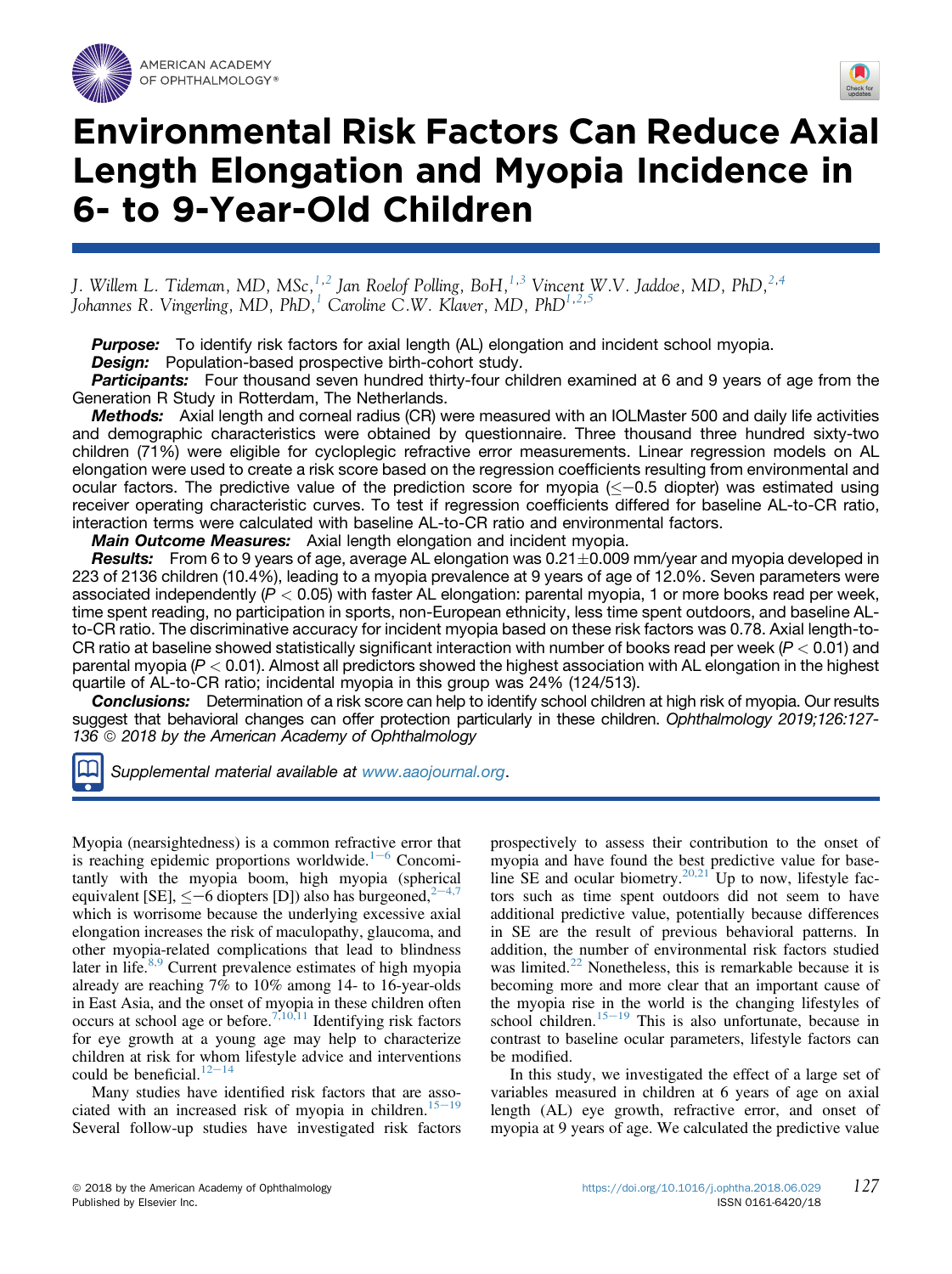# Environmental Risk Factors Can Reduce Axial Length Elongation and Myopia Incidence in 6- to 9-Year-Old Children

*J. Willem L. Tideman, MD, MSc,[1,2] Jan Roelof Polling, BoH,[1,3] Vincent W.V. Jaddoe, MD, PhD,[2,4] Johannes R. Vingerling, MD, PhD,[1] Caroline C.W. Klaver, MD, PhD[1,2,5]*

***Purpose:*** To identify risk factors for axial length (AL) elongation and incident school myopia.

***Design:*** Population-based prospective birth-cohort study.

***Participants:*** Four thousand seven hundred thirty-four children examined at 6 and 9 years of age from the Generation R Study in Rotterdam, The Netherlands.

***Methods:*** Axial length and corneal radius (CR) were measured with an IOLMaster 500 and daily life activities and demographic characteristics were obtained by questionnaire. Three thousand three hundred sixty-two children (71%) were eligible for cycloplegic refractive error measurements. Linear regression models on AL elongation were used to create a risk score based on the regression coefficients resulting from environmental and ocular factors. The predictive value of the prediction score for myopia ($\leq -0.5$ diopter) was estimated using receiver operating characteristic curves. To test if regression coefficients differed for baseline AL-to-CR ratio, interaction terms were calculated with baseline AL-to-CR ratio and environmental factors.

***Main Outcome Measures:*** Axial length elongation and incident myopia.

***Results:*** From 6 to 9 years of age, average AL elongation was $0.21 \pm 0.009$ mm/year and myopia developed in 223 of 2136 children (10.4%), leading to a myopia prevalence at 9 years of age of 12.0%. Seven parameters were associated independently ($P < 0.05$) with faster AL elongation: parental myopia, 1 or more books read per week, time spent reading, no participation in sports, non-European ethnicity, less time spent outdoors, and baseline AL-to-CR ratio. The discriminative accuracy for incident myopia based on these risk factors was 0.78. Axial length-to-CR ratio at baseline showed statistically significant interaction with number of books read per week ($P < 0.01$) and parental myopia ($P < 0.01$). Almost all predictors showed the highest association with AL elongation in the highest quartile of AL-to-CR ratio; incidental myopia in this group was 24% (124/513).

***Conclusions:*** Determination of a risk score can help to identify school children at high risk of myopia. Our results suggest that behavioral changes can offer protection particularly in these children. *Ophthalmology 2019;126:127-136* © *2018 by the American Academy of Ophthalmology*

*Supplemental material available at www.aaojournal.org.*

Myopia (nearsightedness) is a common refractive error that is reaching epidemic proportions worldwide.[1-6] Concomitantly with the myopia boom, high myopia (spherical equivalent [SE], $\leq -6$ diopters [D]) also has burgeoned,[2-4,7] which is worrisome because the underlying excessive axial elongation increases the risk of maculopathy, glaucoma, and other myopia-related complications that lead to blindness later in life.[8,9] Current prevalence estimates of high myopia already are reaching 7% to 10% among 14- to 16-year-olds in East Asia, and the onset of myopia in these children often occurs at school age or before.[7,10,11] Identifying risk factors for eye growth at a young age may help to characterize children at risk for whom lifestyle advice and interventions could be beneficial.[12-14]

Many studies have identified risk factors that are associated with an increased risk of myopia in children.[15-19] Several follow-up studies have investigated risk factors prospectively to assess their contribution to the onset of myopia and have found the best predictive value for baseline SE and ocular biometry.[20,21] Up to now, lifestyle factors such as time spent outdoors did not seem to have additional predictive value, potentially because differences in SE are the result of previous behavioral patterns. In addition, the number of environmental risk factors studied was limited.[22] Nonetheless, this is remarkable because it is becoming more and more clear that an important cause of the myopia rise in the world is the changing lifestyles of school children.[15-19] This is also unfortunate, because in contrast to baseline ocular parameters, lifestyle factors can be modified.

In this study, we investigated the effect of a large set of variables measured in children at 6 years of age on axial length (AL) eye growth, refractive error, and onset of myopia at 9 years of age. We calculated the predictive value

© 2018 by the American Academy of Ophthalmology
Published by Elsevier Inc.

https://doi.org/10.1016/j.ophtha.2018.06.029
ISSN 0161-6420/18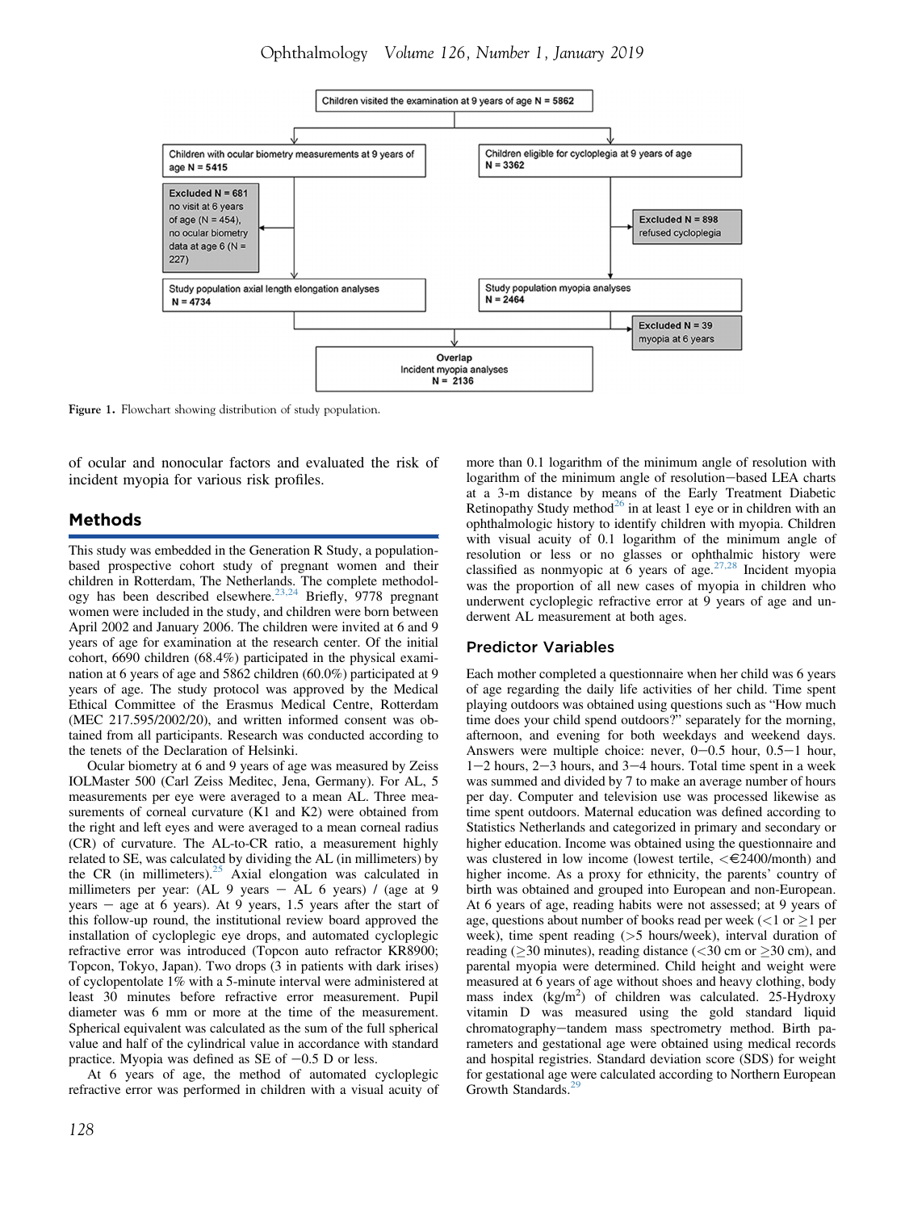Children visited the examination at 9 years of age N = 5862

Children with ocular biometry measurements at 9 years of age N = 5415

Children eligible for cycloplegia at 9 years of age N = 3362

Excluded N = 681 no visit at 6 years of age (N = 454), no ocular biometry data at age 6 (N = 227)

Excluded N = 898 refused cycloplegia

Study population axial length elongation analyses N = 4734

Study population myopia analyses N = 2464

Excluded N = 39 myopia at 6 years

Overlap Incident myopia analyses N = 2136

Figure 1. Flowchart showing distribution of study population.

of ocular and nonocular factors and evaluated the risk of incident myopia for various risk profiles.

## Methods

This study was embedded in the Generation R Study, a population-based prospective cohort study of pregnant women and their children in Rotterdam, The Netherlands. The complete methodology has been described elsewhere.[23,24] Briefly, 9778 pregnant women were included in the study, and children were born between April 2002 and January 2006. The children were invited at 6 and 9 years of age for examination at the research center. Of the initial cohort, 6690 children (68.4%) participated in the physical examination at 6 years of age and 5862 children (60.0%) participated at 9 years of age. The study protocol was approved by the Medical Ethical Committee of the Erasmus Medical Centre, Rotterdam (MEC 217.595/2002/20), and written informed consent was obtained from all participants. Research was conducted according to the tenets of the Declaration of Helsinki.

Ocular biometry at 6 and 9 years of age was measured by Zeiss IOLMaster 500 (Carl Zeiss Meditec, Jena, Germany). For AL, 5 measurements per eye were averaged to a mean AL. Three measurements of corneal curvature (K1 and K2) were obtained from the right and left eyes and were averaged to a mean corneal radius (CR) of curvature. The AL-to-CR ratio, a measurement highly related to SE, was calculated by dividing the AL (in millimeters) by the CR (in millimeters).[25] Axial elongation was calculated in millimeters per year: (AL 9 years − AL 6 years) / (age at 9 years − age at 6 years). At 9 years, 1.5 years after the start of this follow-up round, the institutional review board approved the installation of cycloplegic eye drops, and automated cycloplegic refractive error was introduced (Topcon auto refractor KR8900; Topcon, Tokyo, Japan). Two drops (3 in patients with dark irises) of cyclopentolate 1% with a 5-minute interval were administered at least 30 minutes before refractive error measurement. Pupil diameter was 6 mm or more at the time of the measurement. Spherical equivalent was calculated as the sum of the full spherical value and half of the cylindrical value in accordance with standard practice. Myopia was defined as SE of −0.5 D or less.

At 6 years of age, the method of automated cycloplegic refractive error was performed in children with a visual acuity of more than 0.1 logarithm of the minimum angle of resolution with logarithm of the minimum angle of resolution−based LEA charts at a 3-m distance by means of the Early Treatment Diabetic Retinopathy Study method[26] in at least 1 eye or in children with an ophthalmologic history to identify children with myopia. Children with visual acuity of 0.1 logarithm of the minimum angle of resolution or less or no glasses or ophthalmic history were classified as nonmyopic at 6 years of age.[27,28] Incident myopia was the proportion of all new cases of myopia in children who underwent cycloplegic refractive error at 9 years of age and underwent AL measurement at both ages.

### Predictor Variables

Each mother completed a questionnaire when her child was 6 years of age regarding the daily life activities of her child. Time spent playing outdoors was obtained using questions such as "How much time does your child spend outdoors?" separately for the morning, afternoon, and evening for both weekdays and weekend days. Answers were multiple choice: never, 0−0.5 hour, 0.5−1 hour, 1−2 hours, 2−3 hours, and 3−4 hours. Total time spent in a week was summed and divided by 7 to make an average number of hours per day. Computer and television use was processed likewise as time spent outdoors. Maternal education was defined according to Statistics Netherlands and categorized in primary and secondary or higher education. Income was obtained using the questionnaire and was clustered in low income (lowest tertile, <€2400/month) and higher income. As a proxy for ethnicity, the parents' country of birth was obtained and grouped into European and non-European. At 6 years of age, reading habits were not assessed; at 9 years of age, questions about number of books read per week (<1 or ≥1 per week), time spent reading (>5 hours/week), interval duration of reading (≥30 minutes), reading distance (<30 cm or ≥30 cm), and parental myopia were determined. Child height and weight were measured at 6 years of age without shoes and heavy clothing, body mass index (kg/m$^2$) of children was calculated. 25-Hydroxy vitamin D was measured using the gold standard liquid chromatography−tandem mass spectrometry method. Birth parameters and gestational age were obtained using medical records and hospital registries. Standard deviation score (SDS) for weight for gestational age were calculated according to Northern European Growth Standards.[29]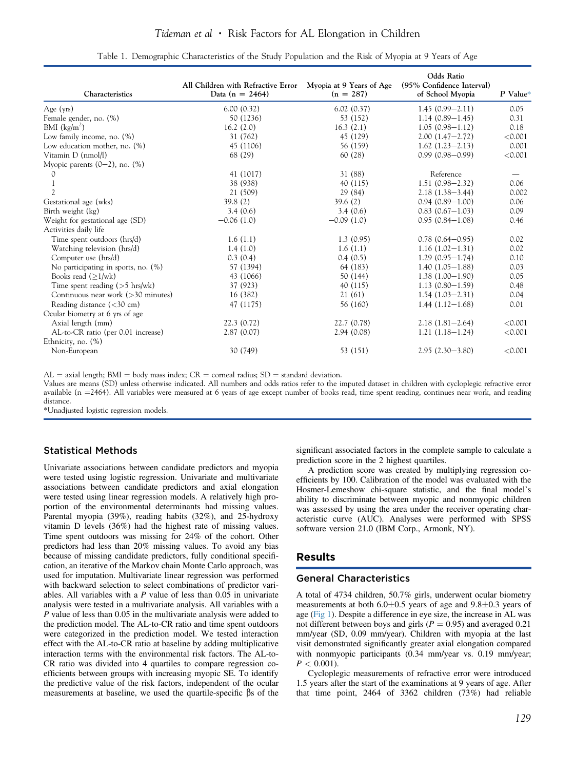Table 1. Demographic Characteristics of the Study Population and the Risk of Myopia at 9 Years of Age

| Characteristics | All Children with Refractive Error Data (n = 2464) | Myopia at 9 Years of Age (n = 287) | Odds Ratio (95% Confidence Interval) of School Myopia | P Value* |
|---|---|---|---|---|
| Age (yrs) | 6.00 (0.32) | 6.02 (0.37) | 1.45 (0.99–2.11) | 0.05 |
| Female gender, no. (%) | 50 (1236) | 53 (152) | 1.14 (0.89–1.45) | 0.31 |
| BMI (kg/m$^2$) | 16.2 (2.0) | 16.3 (2.1) | 1.05 (0.98–1.12) | 0.18 |
| Low family income, no. (%) | 31 (762) | 45 (129) | 2.00 (1.47–2.72) | <0.001 |
| Low education mother, no. (%) | 45 (1106) | 56 (159) | 1.62 (1.23–2.13) | 0.001 |
| Vitamin D (nmol/l) | 68 (29) | 60 (28) | 0.99 (0.98–0.99) | <0.001 |
| Myopic parents (0–2), no. (%) | | | | |
| 0 | 41 (1017) | 31 (88) | Reference | — |
| 1 | 38 (938) | 40 (115) | 1.51 (0.98–2.32) | 0.06 |
| 2 | 21 (509) | 29 (84) | 2.18 (1.38–3.44) | 0.002 |
| Gestational age (wks) | 39.8 (2) | 39.6 (2) | 0.94 (0.89–1.00) | 0.06 |
| Birth weight (kg) | 3.4 (0.6) | 3.4 (0.6) | 0.83 (0.67–1.03) | 0.09 |
| Weight for gestational age (SD) | −0.06 (1.0) | −0.09 (1.0) | 0.95 (0.84–1.08) | 0.46 |
| Activities daily life | | | | |
| Time spent outdoors (hrs/d) | 1.6 (1.1) | 1.3 (0.95) | 0.78 (0.64–0.95) | 0.02 |
| Watching television (hrs/d) | 1.4 (1.0) | 1.6 (1.1) | 1.16 (1.02–1.31) | 0.02 |
| Computer use (hrs/d) | 0.3 (0.4) | 0.4 (0.5) | 1.29 (0.95–1.74) | 0.10 |
| No participating in sports, no. (%) | 57 (1394) | 64 (183) | 1.40 (1.05–1.88) | 0.03 |
| Books read (≥1/wk) | 43 (1066) | 50 (144) | 1.38 (1.00–1.90) | 0.05 |
| Time spent reading (>5 hrs/wk) | 37 (923) | 40 (115) | 1.13 (0.80–1.59) | 0.48 |
| Continuous near work (>30 minutes) | 16 (382) | 21 (61) | 1.54 (1.03–2.31) | 0.04 |
| Reading distance (<30 cm) | 47 (1175) | 56 (160) | 1.44 (1.12–1.68) | 0.01 |
| Ocular biometry at 6 yrs of age | | | | |
| Axial length (mm) | 22.3 (0.72) | 22.7 (0.78) | 2.18 (1.81–2.64) | <0.001 |
| AL-to-CR ratio (per 0.01 increase) | 2.87 (0.07) | 2.94 (0.08) | 1.21 (1.18–1.24) | <0.001 |
| Ethnicity, no. (%) | | | | |
| Non-European | 30 (749) | 53 (151) | 2.95 (2.30–3.80) | <0.001 |

AL = axial length; BMI = body mass index; CR = corneal radius; SD = standard deviation.
Values are means (SD) unless otherwise indicated. All numbers and odds ratios refer to the imputed dataset in children with cycloplegic refractive error available (n =2464). All variables were measured at 6 years of age except number of books read, time spent reading, continues near work, and reading distance.
*Unadjusted logistic regression models.

## Statistical Methods

Univariate associations between candidate predictors and myopia were tested using logistic regression. Univariate and multivariate associations between candidate predictors and axial elongation were tested using linear regression models. A relatively high proportion of the environmental determinants had missing values. Parental myopia (39%), reading habits (32%), and 25-hydroxy vitamin D levels (36%) had the highest rate of missing values. Time spent outdoors was missing for 24% of the cohort. Other predictors had less than 20% missing values. To avoid any bias because of missing candidate predictors, fully conditional specification, an iterative of the Markov chain Monte Carlo approach, was used for imputation. Multivariate linear regression was performed with backward selection to select combinations of predictor variables. All variables with a *P* value of less than 0.05 in univariate analysis were tested in a multivariate analysis. All variables with a *P* value of less than 0.05 in the multivariate analysis were added to the prediction model. The AL-to-CR ratio and time spent outdoors were categorized in the prediction model. We tested interaction effect with the AL-to-CR ratio at baseline by adding multiplicative interaction terms with the environmental risk factors. The AL-to-CR ratio was divided into 4 quartiles to compare regression coefficients between groups with increasing myopic SE. To identify the predictive value of the risk factors, independent of the ocular measurements at baseline, we used the quartile-specific βs of the significant associated factors in the complete sample to calculate a prediction score in the 2 highest quartiles.

A prediction score was created by multiplying regression coefficients by 100. Calibration of the model was evaluated with the Hosmer-Lemeshow chi-square statistic, and the final model's ability to discriminate between myopic and nonmyopic children was assessed by using the area under the receiver operating characteristic curve (AUC). Analyses were performed with SPSS software version 21.0 (IBM Corp., Armonk, NY).

## Results

### General Characteristics

A total of 4734 children, 50.7% girls, underwent ocular biometry measurements at both 6.0±0.5 years of age and 9.8±0.3 years of age (Fig 1). Despite a difference in eye size, the increase in AL was not different between boys and girls ($P = 0.95$) and averaged 0.21 mm/year (SD, 0.09 mm/year). Children with myopia at the last visit demonstrated significantly greater axial elongation compared with nonmyopic participants (0.34 mm/year vs. 0.19 mm/year; $P < 0.001$).

Cycloplegic measurements of refractive error were introduced 1.5 years after the start of the examinations at 9 years of age. After that time point, 2464 of 3362 children (73%) had reliable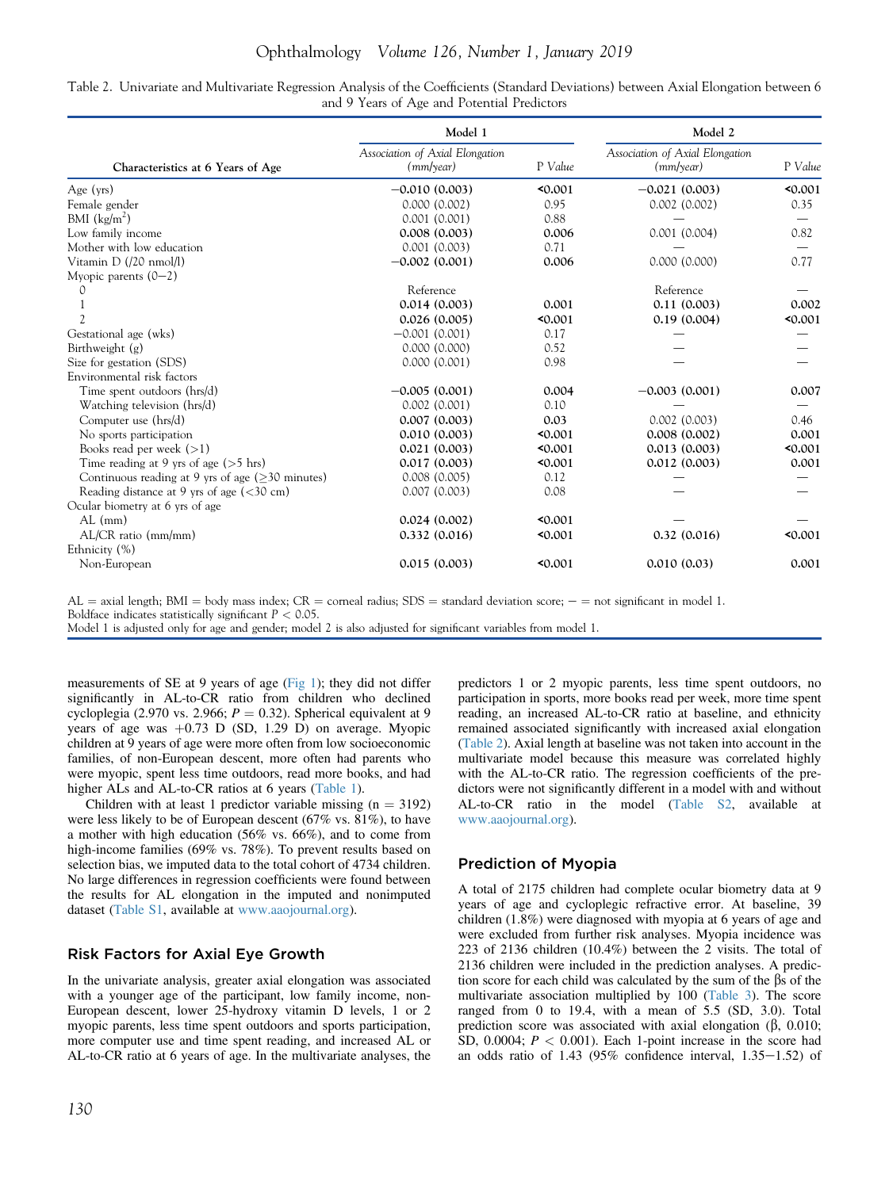Table 2. Univariate and Multivariate Regression Analysis of the Coefficients (Standard Deviations) between Axial Elongation between 6 and 9 Years of Age and Potential Predictors

| Characteristics at 6 Years of Age | Model 1 | | Model 2 | |
|---|---|---|---|---|
| | *Association of Axial Elongation (mm/year)* | P *Value* | *Association of Axial Elongation (mm/year)* | P *Value* |
| Age (yrs) | **−0.010 (0.003)** | **<0.001** | −0.021 (0.003) | **<0.001** |
| Female gender | 0.000 (0.002) | 0.95 | 0.002 (0.002) | 0.35 |
| BMI (kg/m$^2$) | 0.001 (0.001) | 0.88 | — | — |
| Low family income | **0.008 (0.003)** | **0.006** | 0.001 (0.004) | 0.82 |
| Mother with low education | 0.001 (0.003) | 0.71 | — | — |
| Vitamin D (/20 nmol/l) | **−0.002 (0.001)** | **0.006** | 0.000 (0.000) | 0.77 |
| Myopic parents (0−2) | | | | |
| 0 | Reference | | Reference | — |
| 1 | **0.014 (0.003)** | **0.001** | **0.11 (0.003)** | **0.002** |
| 2 | **0.026 (0.005)** | **<0.001** | **0.19 (0.004)** | **<0.001** |
| Gestational age (wks) | −0.001 (0.001) | 0.17 | — | — |
| Birthweight (g) | 0.000 (0.000) | 0.52 | — | — |
| Size for gestation (SDS) | 0.000 (0.001) | 0.98 | — | — |
| Environmental risk factors | | | | |
| Time spent outdoors (hrs/d) | **−0.005 (0.001)** | **0.004** | **−0.003 (0.001)** | **0.007** |
| Watching television (hrs/d) | 0.002 (0.001) | 0.10 | — | — |
| Computer use (hrs/d) | **0.007 (0.003)** | **0.03** | 0.002 (0.003) | 0.46 |
| No sports participation | **0.010 (0.003)** | **<0.001** | **0.008 (0.002)** | **0.001** |
| Books read per week (>1) | **0.021 (0.003)** | **<0.001** | **0.013 (0.003)** | **<0.001** |
| Time reading at 9 yrs of age (>5 hrs) | **0.017 (0.003)** | **<0.001** | **0.012 (0.003)** | **0.001** |
| Continuous reading at 9 yrs of age (≥30 minutes) | 0.008 (0.005) | 0.12 | — | — |
| Reading distance at 9 yrs of age (<30 cm) | 0.007 (0.003) | 0.08 | — | — |
| Ocular biometry at 6 yrs of age | | | | |
| AL (mm) | **0.024 (0.002)** | **<0.001** | — | — |
| AL/CR ratio (mm/mm) | **0.332 (0.016)** | **<0.001** | **0.32 (0.016)** | **<0.001** |
| Ethnicity (%) | | | | |
| Non-European | **0.015 (0.003)** | **<0.001** | **0.010 (0.03)** | **0.001** |

AL = axial length; BMI = body mass index; CR = corneal radius; SDS = standard deviation score; − = not significant in model 1.
Boldface indicates statistically significant $P < 0.05$.
Model 1 is adjusted only for age and gender; model 2 is also adjusted for significant variables from model 1.

measurements of SE at 9 years of age (Fig 1); they did not differ significantly in AL-to-CR ratio from children who declined cycloplegia (2.970 vs. 2.966; $P = 0.32$). Spherical equivalent at 9 years of age was +0.73 D (SD, 1.29 D) on average. Myopic children at 9 years of age were more often from low socioeconomic families, of non-European descent, more often had parents who were myopic, spent less time outdoors, read more books, and had higher ALs and AL-to-CR ratios at 6 years (Table 1).

Children with at least 1 predictor variable missing (n = 3192) were less likely to be of European descent (67% vs. 81%), to have a mother with high education (56% vs. 66%), and to come from high-income families (69% vs. 78%). To prevent results based on selection bias, we imputed data to the total cohort of 4734 children. No large differences in regression coefficients were found between the results for AL elongation in the imputed and nonimputed dataset (Table S1, available at www.aaojournal.org).

## Risk Factors for Axial Eye Growth

In the univariate analysis, greater axial elongation was associated with a younger age of the participant, low family income, non-European descent, lower 25-hydroxy vitamin D levels, 1 or 2 myopic parents, less time spent outdoors and sports participation, more computer use and time spent reading, and increased AL or AL-to-CR ratio at 6 years of age. In the multivariate analyses, the predictors 1 or 2 myopic parents, less time spent outdoors, no participation in sports, more books read per week, more time spent reading, an increased AL-to-CR ratio at baseline, and ethnicity remained associated significantly with increased axial elongation (Table 2). Axial length at baseline was not taken into account in the multivariate model because this measure was correlated highly with the AL-to-CR ratio. The regression coefficients of the predictors were not significantly different in a model with and without AL-to-CR ratio in the model (Table S2, available at www.aaojournal.org).

## Prediction of Myopia

A total of 2175 children had complete ocular biometry data at 9 years of age and cycloplegic refractive error. At baseline, 39 children (1.8%) were diagnosed with myopia at 6 years of age and were excluded from further risk analyses. Myopia incidence was 223 of 2136 children (10.4%) between the 2 visits. The total of 2136 children were included in the prediction analyses. A prediction score for each child was calculated by the sum of the βs of the multivariate association multiplied by 100 (Table 3). The score ranged from 0 to 19.4, with a mean of 5.5 (SD, 3.0). Total prediction score was associated with axial elongation (β, 0.010; SD, 0.0004; $P < 0.001$). Each 1-point increase in the score had an odds ratio of 1.43 (95% confidence interval, 1.35−1.52) of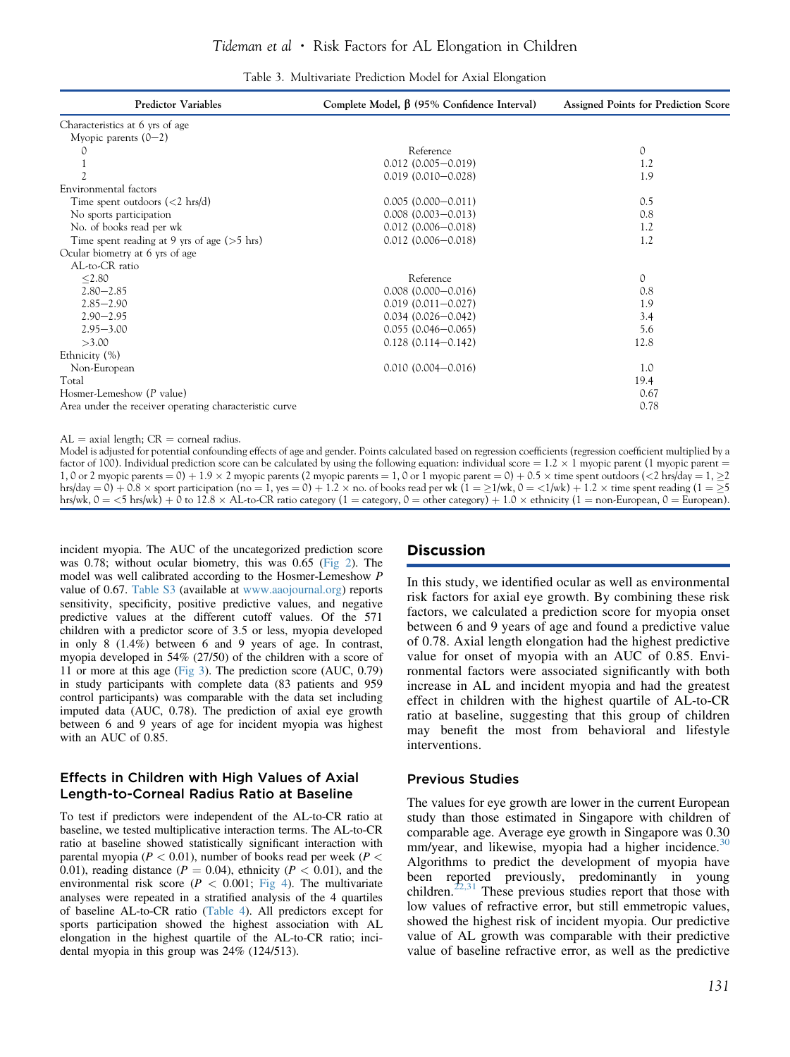Table 3. Multivariate Prediction Model for Axial Elongation

| Predictor Variables | Complete Model, β (95% Confidence Interval) | Assigned Points for Prediction Score |
|---|---|---|
| Characteristics at 6 yrs of age | | |
| Myopic parents (0−2) | | |
| 0 | Reference | 0 |
| 1 | 0.012 (0.005−0.019) | 1.2 |
| 2 | 0.019 (0.010−0.028) | 1.9 |
| Environmental factors | | |
| Time spent outdoors (<2 hrs/d) | 0.005 (0.000−0.011) | 0.5 |
| No sports participation | 0.008 (0.003−0.013) | 0.8 |
| No. of books read per wk | 0.012 (0.006−0.018) | 1.2 |
| Time spent reading at 9 yrs of age (>5 hrs) | 0.012 (0.006−0.018) | 1.2 |
| Ocular biometry at 6 yrs of age | | |
| AL-to-CR ratio | | |
| ≤2.80 | Reference | 0 |
| 2.80−2.85 | 0.008 (0.000−0.016) | 0.8 |
| 2.85−2.90 | 0.019 (0.011−0.027) | 1.9 |
| 2.90−2.95 | 0.034 (0.026−0.042) | 3.4 |
| 2.95−3.00 | 0.055 (0.046−0.065) | 5.6 |
| >3.00 | 0.128 (0.114−0.142) | 12.8 |
| Ethnicity (%) | | |
| Non-European | 0.010 (0.004−0.016) | 1.0 |
| Total | | 19.4 |
| Hosmer-Lemeshow (P value) | | 0.67 |
| Area under the receiver operating characteristic curve | | 0.78 |

AL = axial length; CR = corneal radius.

Model is adjusted for potential confounding effects of age and gender. Points calculated based on regression coefficients (regression coefficient multiplied by a factor of 100). Individual prediction score can be calculated by using the following equation: individual score = 1.2 × 1 myopic parent (1 myopic parent = 1, 0 or 2 myopic parents = 0) + 1.9 × 2 myopic parents (2 myopic parents = 1, 0 or 1 myopic parent = 0) + 0.5 × time spent outdoors (<2 hrs/day = 1, ≥2 hrs/day = 0) + 0.8 × sport participation (no = 1, yes = 0) + 1.2 × no. of books read per wk (1 = ≥1/wk, 0 = <1/wk) + 1.2 × time spent reading (1 = ≥5 hrs/wk, 0 = <5 hrs/wk) + 0 to 12.8 × AL-to-CR ratio category (1 = category, 0 = other category) + 1.0 × ethnicity (1 = non-European, 0 = European).

incident myopia. The AUC of the uncategorized prediction score was 0.78; without ocular biometry, this was 0.65 (Fig 2). The model was well calibrated according to the Hosmer-Lemeshow P value of 0.67. Table S3 (available at www.aaojournal.org) reports sensitivity, specificity, positive predictive values, and negative predictive values at the different cutoff values. Of the 571 children with a predictor score of 3.5 or less, myopia developed in only 8 (1.4%) between 6 and 9 years of age. In contrast, myopia developed in 54% (27/50) of the children with a score of 11 or more at this age (Fig 3). The prediction score (AUC, 0.79) in study participants with complete data (83 patients and 959 control participants) was comparable with the data set including imputed data (AUC, 0.78). The prediction of axial eye growth between 6 and 9 years of age for incident myopia was highest with an AUC of 0.85.

### Effects in Children with High Values of Axial Length-to-Corneal Radius Ratio at Baseline

To test if predictors were independent of the AL-to-CR ratio at baseline, we tested multiplicative interaction terms. The AL-to-CR ratio at baseline showed statistically significant interaction with parental myopia ($P < 0.01$), number of books read per week ($P < 0.01$), reading distance ($P = 0.04$), ethnicity ($P < 0.01$), and the environmental risk score ($P < 0.001$; Fig 4). The multivariate analyses were repeated in a stratified analysis of the 4 quartiles of baseline AL-to-CR ratio (Table 4). All predictors except for sports participation showed the highest association with AL elongation in the highest quartile of the AL-to-CR ratio; incidental myopia in this group was 24% (124/513).

## Discussion

In this study, we identified ocular as well as environmental risk factors for axial eye growth. By combining these risk factors, we calculated a prediction score for myopia onset between 6 and 9 years of age and found a predictive value of 0.78. Axial length elongation had the highest predictive value for onset of myopia with an AUC of 0.85. Environmental factors were associated significantly with both increase in AL and incident myopia and had the greatest effect in children with the highest quartile of AL-to-CR ratio at baseline, suggesting that this group of children may benefit the most from behavioral and lifestyle interventions.

### Previous Studies

The values for eye growth are lower in the current European study than those estimated in Singapore with children of comparable age. Average eye growth in Singapore was 0.30 mm/year, and likewise, myopia had a higher incidence.[30] Algorithms to predict the development of myopia have been reported previously, predominantly in young children.[22,31] These previous studies report that those with low values of refractive error, but still emmetropic values, showed the highest risk of incident myopia. Our predictive value of AL growth was comparable with their predictive value of baseline refractive error, as well as the predictive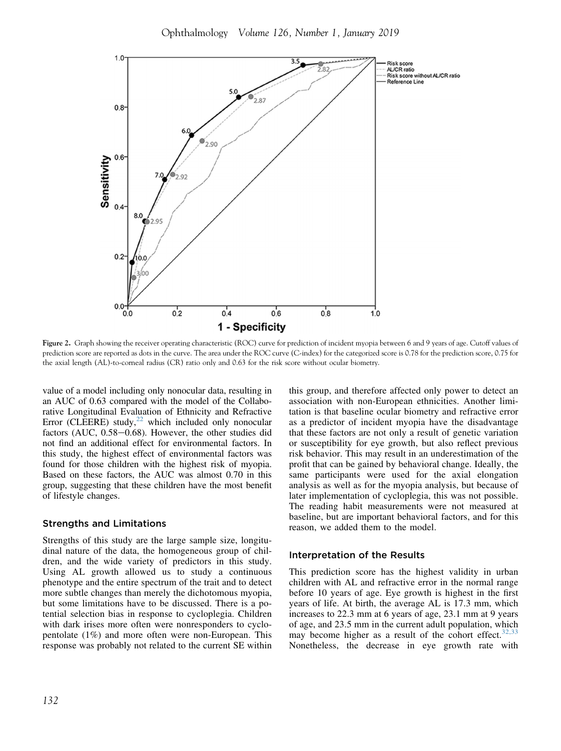1.0
0.8
0.6
0.4
0.2
0.0
Sensitivity
0.0
0.2
0.4
0.6
0.8
1.0
1 - Specificity
3.5
2.82
5.0
2.87
6.0
2.90
7.0
2.92
8.0
2.95
10.0
3.00
Risk score
AL/CR ratio
Risk score without AL/CR ratio
Reference Line

**Figure 2.** Graph showing the receiver operating characteristic (ROC) curve for prediction of incident myopia between 6 and 9 years of age. Cutoff values of prediction score are reported as dots in the curve. The area under the ROC curve (C-index) for the categorized score is 0.78 for the prediction score, 0.75 for the axial length (AL)-to-corneal radius (CR) ratio only and 0.63 for the risk score without ocular biometry.

value of a model including only nonocular data, resulting in an AUC of 0.63 compared with the model of the Collaborative Longitudinal Evaluation of Ethnicity and Refractive Error (CLEERE) study,[22] which included only nonocular factors (AUC, 0.58–0.68). However, the other studies did not find an additional effect for environmental factors. In this study, the highest effect of environmental factors was found for those children with the highest risk of myopia. Based on these factors, the AUC was almost 0.70 in this group, suggesting that these children have the most benefit of lifestyle changes.

## Strengths and Limitations

Strengths of this study are the large sample size, longitudinal nature of the data, the homogeneous group of children, and the wide variety of predictors in this study. Using AL growth allowed us to study a continuous phenotype and the entire spectrum of the trait and to detect more subtle changes than merely the dichotomous myopia, but some limitations have to be discussed. There is a potential selection bias in response to cycloplegia. Children with dark irises more often were nonresponders to cyclopentolate (1%) and more often were non-European. This response was probably not related to the current SE within this group, and therefore affected only power to detect an association with non-European ethnicities. Another limitation is that baseline ocular biometry and refractive error as a predictor of incident myopia have the disadvantage that these factors are not only a result of genetic variation or susceptibility for eye growth, but also reflect previous risk behavior. This may result in an underestimation of the profit that can be gained by behavioral change. Ideally, the same participants were used for the axial elongation analysis as well as for the myopia analysis, but because of later implementation of cycloplegia, this was not possible. The reading habit measurements were not measured at baseline, but are important behavioral factors, and for this reason, we added them to the model.

## Interpretation of the Results

This prediction score has the highest validity in urban children with AL and refractive error in the normal range before 10 years of age. Eye growth is highest in the first years of life. At birth, the average AL is 17.3 mm, which increases to 22.3 mm at 6 years of age, 23.1 mm at 9 years of age, and 23.5 mm in the current adult population, which may become higher as a result of the cohort effect.[32,33] Nonetheless, the decrease in eye growth rate with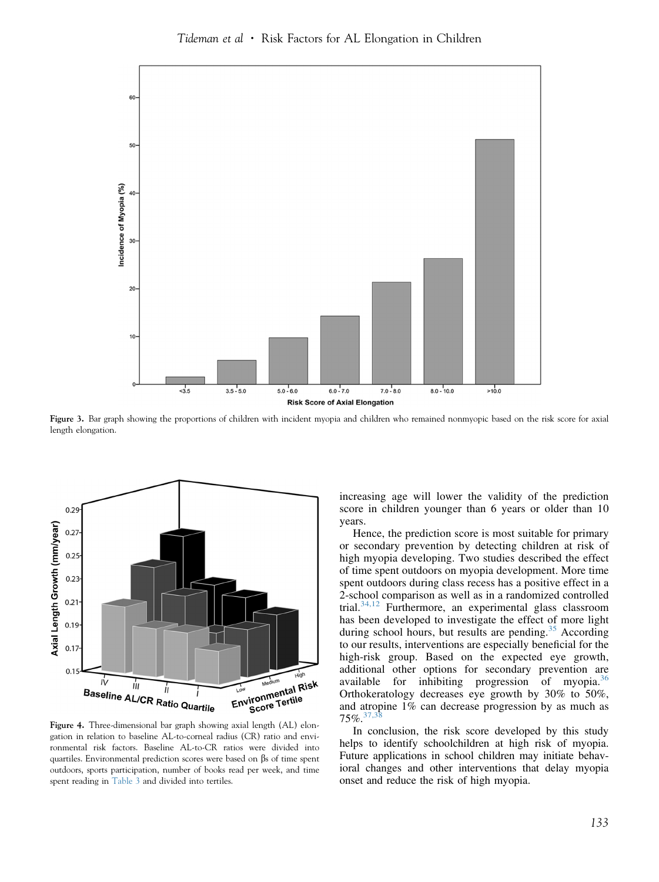Figure 3. Bar graph showing the proportions of children with incident myopia and children who remained nonmyopic based on the risk score for axial length elongation.

Figure 4. Three-dimensional bar graph showing axial length (AL) elongation in relation to baseline AL-to-corneal radius (CR) ratio and environmental risk factors. Baseline AL-to-CR ratios were divided into quartiles. Environmental prediction scores were based on βs of time spent outdoors, sports participation, number of books read per week, and time spent reading in Table 3 and divided into tertiles.

increasing age will lower the validity of the prediction score in children younger than 6 years or older than 10 years.

Hence, the prediction score is most suitable for primary or secondary prevention by detecting children at risk of high myopia developing. Two studies described the effect of time spent outdoors on myopia development. More time spent outdoors during class recess has a positive effect in a 2-school comparison as well as in a randomized controlled trial.[34,12] Furthermore, an experimental glass classroom has been developed to investigate the effect of more light during school hours, but results are pending.[35] According to our results, interventions are especially beneficial for the high-risk group. Based on the expected eye growth, additional other options for secondary prevention are available for inhibiting progression of myopia.[36] Orthokeratology decreases eye growth by 30% to 50%, and atropine 1% can decrease progression by as much as 75%.[37,38]

In conclusion, the risk score developed by this study helps to identify schoolchildren at high risk of myopia. Future applications in school children may initiate behavioral changes and other interventions that delay myopia onset and reduce the risk of high myopia.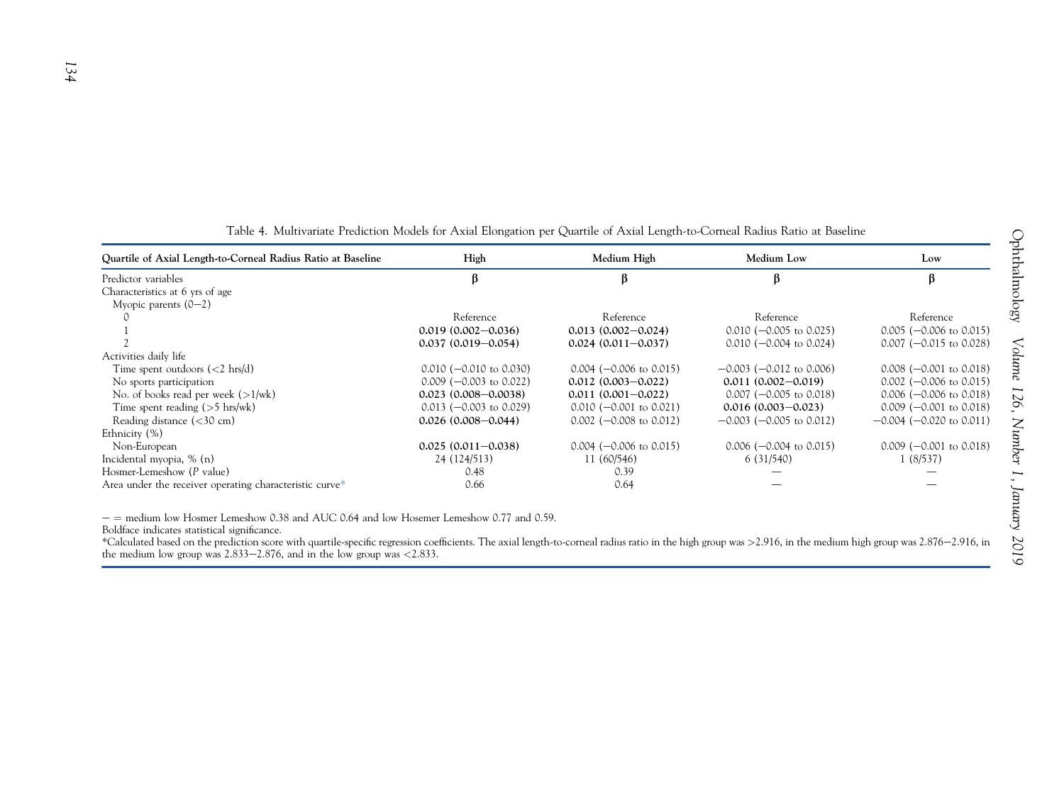Table 4. Multivariate Prediction Models for Axial Elongation per Quartile of Axial Length-to-Corneal Radius Ratio at Baseline

| Quartile of Axial Length-to-Corneal Radius Ratio at Baseline | High | Medium High | Medium Low | Low |
|---|---|---|---|---|
| Predictor variables | β | β | β | β |
| Characteristics at 6 yrs of age | | | | |
| Myopic parents (0−2) | | | | |
| 0 | Reference | Reference | Reference | Reference |
| 1 | **0.019 (0.002−0.036)** | **0.013 (0.002−0.024)** | 0.010 (−0.005 to 0.025) | 0.005 (−0.006 to 0.015) |
| 2 | **0.037 (0.019−0.054)** | **0.024 (0.011−0.037)** | 0.010 (−0.004 to 0.024) | 0.007 (−0.015 to 0.028) |
| Activities daily life | | | | |
| Time spent outdoors (<2 hrs/d) | 0.010 (−0.010 to 0.030) | 0.004 (−0.006 to 0.015) | −0.003 (−0.012 to 0.006) | 0.008 (−0.001 to 0.018) |
| No sports participation | 0.009 (−0.003 to 0.022) | **0.012 (0.003−0.022)** | **0.011 (0.002−0.019)** | 0.002 (−0.006 to 0.015) |
| No. of books read per week (>1/wk) | **0.023 (0.008−0.0038)** | **0.011 (0.001−0.022)** | 0.007 (−0.005 to 0.018) | 0.006 (−0.006 to 0.018) |
| Time spent reading (>5 hrs/wk) | 0.013 (−0.003 to 0.029) | 0.010 (−0.001 to 0.021) | **0.016 (0.003−0.023)** | 0.009 (−0.001 to 0.018) |
| Reading distance (<30 cm) | **0.026 (0.008−0.044)** | 0.002 (−0.008 to 0.012) | −0.003 (−0.005 to 0.012) | −0.004 (−0.020 to 0.011) |
| Ethnicity (%) | | | | |
| Non-European | **0.025 (0.011−0.038)** | 0.004 (−0.006 to 0.015) | 0.006 (−0.004 to 0.015) | 0.009 (−0.001 to 0.018) |
| Incidental myopia, % (n) | 24 (124/513) | 11 (60/546) | 6 (31/540) | 1 (8/537) |
| Hosmer-Lemeshow (*P* value) | 0.48 | 0.39 | — | — |
| Area under the receiver operating characteristic curve* | 0.66 | 0.64 | — | — |

− = medium low Hosmer Lemeshow 0.38 and AUC 0.64 and low Hosemer Lemeshow 0.77 and 0.59.

Boldface indicates statistical significance.

*Calculated based on the prediction score with quartile-specific regression coefficients. The axial length-to-corneal radius ratio in the high group was >2.916, in the medium high group was 2.876−2.916, in the medium low group was 2.833−2.876, and in the low group was <2.833.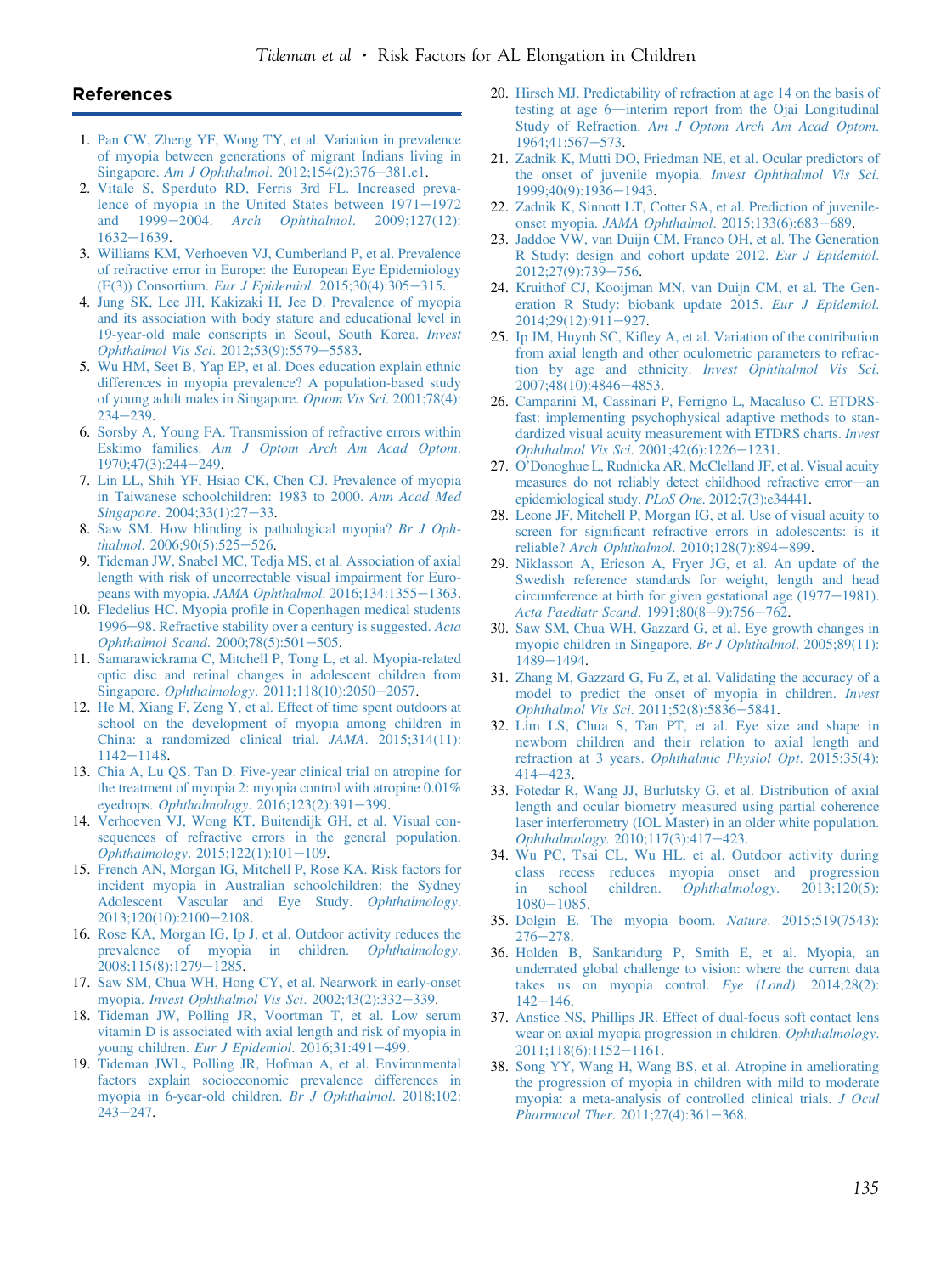## References

1. Pan CW, Zheng YF, Wong TY, et al. Variation in prevalence of myopia between generations of migrant Indians living in Singapore. *Am J Ophthalmol*. 2012;154(2):376–381.e1.
2. Vitale S, Sperduto RD, Ferris 3rd FL. Increased prevalence of myopia in the United States between 1971–1972 and 1999–2004. *Arch Ophthalmol*. 2009;127(12): 1632–1639.
3. Williams KM, Verhoeven VJ, Cumberland P, et al. Prevalence of refractive error in Europe: the European Eye Epidemiology (E(3)) Consortium. *Eur J Epidemiol*. 2015;30(4):305–315.
4. Jung SK, Lee JH, Kakizaki H, Jee D. Prevalence of myopia and its association with body stature and educational level in 19-year-old male conscripts in Seoul, South Korea. *Invest Ophthalmol Vis Sci*. 2012;53(9):5579–5583.
5. Wu HM, Seet B, Yap EP, et al. Does education explain ethnic differences in myopia prevalence? A population-based study of young adult males in Singapore. *Optom Vis Sci*. 2001;78(4): 234–239.
6. Sorsby A, Young FA. Transmission of refractive errors within Eskimo families. *Am J Optom Arch Am Acad Optom*. 1970;47(3):244–249.
7. Lin LL, Shih YF, Hsiao CK, Chen CJ. Prevalence of myopia in Taiwanese schoolchildren: 1983 to 2000. *Ann Acad Med Singapore*. 2004;33(1):27–33.
8. Saw SM. How blinding is pathological myopia? *Br J Ophthalmol*. 2006;90(5):525–526.
9. Tideman JW, Snabel MC, Tedja MS, et al. Association of axial length with risk of uncorrectable visual impairment for Europeans with myopia. *JAMA Ophthalmol*. 2016;134:1355–1363.
10. Fledelius HC. Myopia profile in Copenhagen medical students 1996–98. Refractive stability over a century is suggested. *Acta Ophthalmol Scand*. 2000;78(5):501–505.
11. Samarawickrama C, Mitchell P, Tong L, et al. Myopia-related optic disc and retinal changes in adolescent children from Singapore. *Ophthalmology*. 2011;118(10):2050–2057.
12. He M, Xiang F, Zeng Y, et al. Effect of time spent outdoors at school on the development of myopia among children in China: a randomized clinical trial. *JAMA*. 2015;314(11): 1142–1148.
13. Chia A, Lu QS, Tan D. Five-year clinical trial on atropine for the treatment of myopia 2: myopia control with atropine 0.01% eyedrops. *Ophthalmology*. 2016;123(2):391–399.
14. Verhoeven VJ, Wong KT, Buitendijk GH, et al. Visual consequences of refractive errors in the general population. *Ophthalmology*. 2015;122(1):101–109.
15. French AN, Morgan IG, Mitchell P, Rose KA. Risk factors for incident myopia in Australian schoolchildren: the Sydney Adolescent Vascular and Eye Study. *Ophthalmology*. 2013;120(10):2100–2108.
16. Rose KA, Morgan IG, Ip J, et al. Outdoor activity reduces the prevalence of myopia in children. *Ophthalmology*. 2008;115(8):1279–1285.
17. Saw SM, Chua WH, Hong CY, et al. Nearwork in early-onset myopia. *Invest Ophthalmol Vis Sci*. 2002;43(2):332–339.
18. Tideman JW, Polling JR, Voortman T, et al. Low serum vitamin D is associated with axial length and risk of myopia in young children. *Eur J Epidemiol*. 2016;31:491–499.
19. Tideman JWL, Polling JR, Hofman A, et al. Environmental factors explain socioeconomic prevalence differences in myopia in 6-year-old children. *Br J Ophthalmol*. 2018;102: 243–247.
20. Hirsch MJ. Predictability of refraction at age 14 on the basis of testing at age 6—interim report from the Ojai Longitudinal Study of Refraction. *Am J Optom Arch Am Acad Optom*. 1964;41:567–573.
21. Zadnik K, Mutti DO, Friedman NE, et al. Ocular predictors of the onset of juvenile myopia. *Invest Ophthalmol Vis Sci*. 1999;40(9):1936–1943.
22. Zadnik K, Sinnott LT, Cotter SA, et al. Prediction of juvenile-onset myopia. *JAMA Ophthalmol*. 2015;133(6):683–689.
23. Jaddoe VW, van Duijn CM, Franco OH, et al. The Generation R Study: design and cohort update 2012. *Eur J Epidemiol*. 2012;27(9):739–756.
24. Kruithof CJ, Kooijman MN, van Duijn CM, et al. The Generation R Study: biobank update 2015. *Eur J Epidemiol*. 2014;29(12):911–927.
25. Ip JM, Huynh SC, Kifley A, et al. Variation of the contribution from axial length and other oculometric parameters to refraction by age and ethnicity. *Invest Ophthalmol Vis Sci*. 2007;48(10):4846–4853.
26. Camparini M, Cassinari P, Ferrigno L, Macaluso C. ETDRS-fast: implementing psychophysical adaptive methods to standardized visual acuity measurement with ETDRS charts. *Invest Ophthalmol Vis Sci*. 2001;42(6):1226–1231.
27. O'Donoghue L, Rudnicka AR, McClelland JF, et al. Visual acuity measures do not reliably detect childhood refractive error—an epidemiological study. *PLoS One*. 2012;7(3):e34441.
28. Leone JF, Mitchell P, Morgan IG, et al. Use of visual acuity to screen for significant refractive errors in adolescents: is it reliable? *Arch Ophthalmol*. 2010;128(7):894–899.
29. Niklasson A, Ericson A, Fryer JG, et al. An update of the Swedish reference standards for weight, length and head circumference at birth for given gestational age (1977–1981). *Acta Paediatr Scand*. 1991;80(8–9):756–762.
30. Saw SM, Chua WH, Gazzard G, et al. Eye growth changes in myopic children in Singapore. *Br J Ophthalmol*. 2005;89(11): 1489–1494.
31. Zhang M, Gazzard G, Fu Z, et al. Validating the accuracy of a model to predict the onset of myopia in children. *Invest Ophthalmol Vis Sci*. 2011;52(8):5836–5841.
32. Lim LS, Chua S, Tan PT, et al. Eye size and shape in newborn children and their relation to axial length and refraction at 3 years. *Ophthalmic Physiol Opt*. 2015;35(4): 414–423.
33. Fotedar R, Wang JJ, Burlutsky G, et al. Distribution of axial length and ocular biometry measured using partial coherence laser interferometry (IOL Master) in an older white population. *Ophthalmology*. 2010;117(3):417–423.
34. Wu PC, Tsai CL, Wu HL, et al. Outdoor activity during class recess reduces myopia onset and progression in school children. *Ophthalmology*. 2013;120(5): 1080–1085.
35. Dolgin E. The myopia boom. *Nature*. 2015;519(7543): 276–278.
36. Holden B, Sankaridurg P, Smith E, et al. Myopia, an underrated global challenge to vision: where the current data takes us on myopia control. *Eye (Lond)*. 2014;28(2): 142–146.
37. Anstice NS, Phillips JR. Effect of dual-focus soft contact lens wear on axial myopia progression in children. *Ophthalmology*. 2011;118(6):1152–1161.
38. Song YY, Wang H, Wang BS, et al. Atropine in ameliorating the progression of myopia in children with mild to moderate myopia: a meta-analysis of controlled clinical trials. *J Ocul Pharmacol Ther*. 2011;27(4):361–368.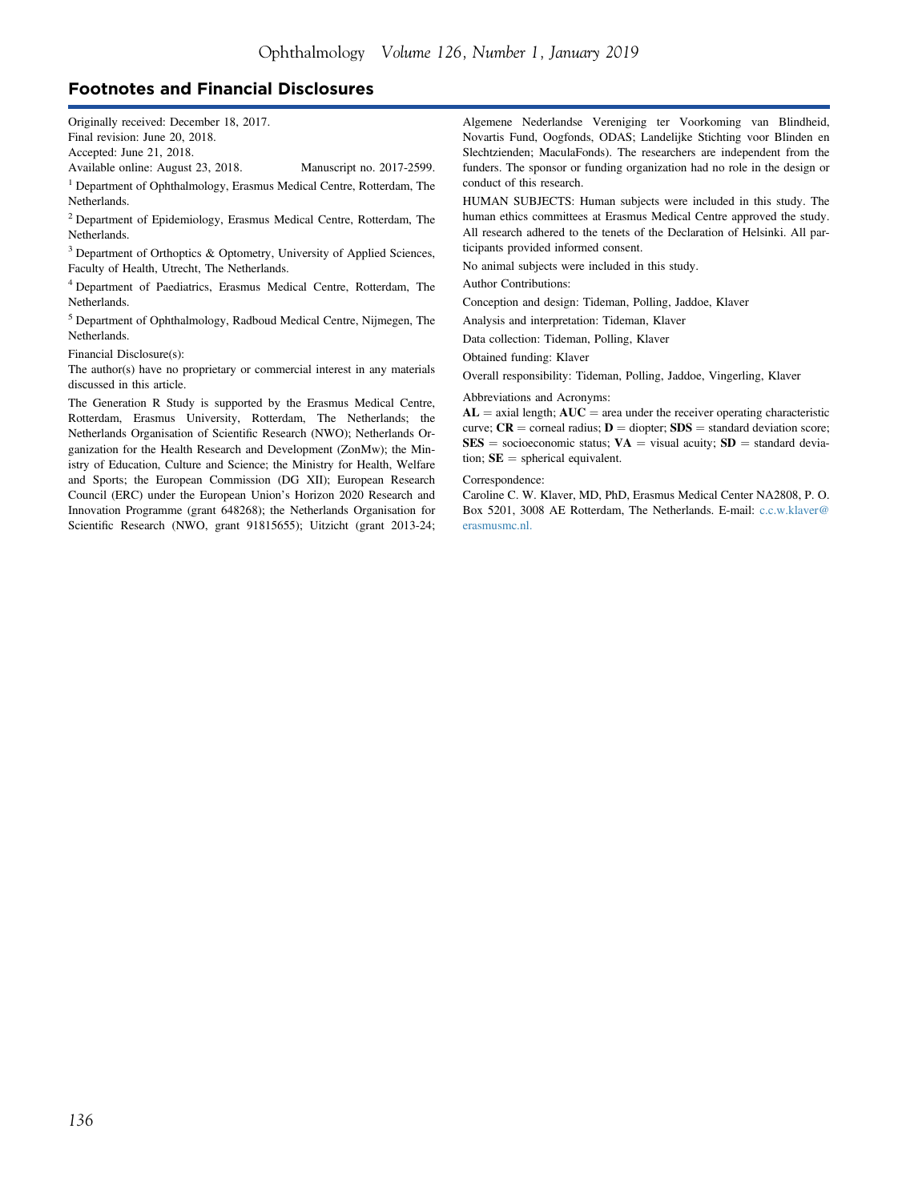## Footnotes and Financial Disclosures

Originally received: December 18, 2017.
Final revision: June 20, 2018.
Accepted: June 21, 2018.
Available online: August 23, 2018. Manuscript no. 2017-2599.

[1] Department of Ophthalmology, Erasmus Medical Centre, Rotterdam, The Netherlands.

[2] Department of Epidemiology, Erasmus Medical Centre, Rotterdam, The Netherlands.

[3] Department of Orthoptics & Optometry, University of Applied Sciences, Faculty of Health, Utrecht, The Netherlands.

[4] Department of Paediatrics, Erasmus Medical Centre, Rotterdam, The Netherlands.

[5] Department of Ophthalmology, Radboud Medical Centre, Nijmegen, The Netherlands.

Financial Disclosure(s):

The author(s) have no proprietary or commercial interest in any materials discussed in this article.

The Generation R Study is supported by the Erasmus Medical Centre, Rotterdam, Erasmus University, Rotterdam, The Netherlands; the Netherlands Organisation of Scientific Research (NWO); Netherlands Organization for the Health Research and Development (ZonMw); the Ministry of Education, Culture and Science; the Ministry for Health, Welfare and Sports; the European Commission (DG XII); European Research Council (ERC) under the European Union's Horizon 2020 Research and Innovation Programme (grant 648268); the Netherlands Organisation for Scientific Research (NWO, grant 91815655); Uitzicht (grant 2013-24; Algemene Nederlandse Vereniging ter Voorkoming van Blindheid, Novartis Fund, Oogfonds, ODAS; Landelijke Stichting voor Blinden en Slechtzienden; MaculaFonds). The researchers are independent from the funders. The sponsor or funding organization had no role in the design or conduct of this research.

HUMAN SUBJECTS: Human subjects were included in this study. The human ethics committees at Erasmus Medical Centre approved the study. All research adhered to the tenets of the Declaration of Helsinki. All participants provided informed consent.

No animal subjects were included in this study.

Author Contributions:

Conception and design: Tideman, Polling, Jaddoe, Klaver

Analysis and interpretation: Tideman, Klaver

Data collection: Tideman, Polling, Klaver

Obtained funding: Klaver

Overall responsibility: Tideman, Polling, Jaddoe, Vingerling, Klaver

Abbreviations and Acronyms:

**AL** = axial length; **AUC** = area under the receiver operating characteristic curve; **CR** = corneal radius; **D** = diopter; **SDS** = standard deviation score; **SES** = socioeconomic status; **VA** = visual acuity; **SD** = standard deviation; **SE** = spherical equivalent.

Correspondence:

Caroline C. W. Klaver, MD, PhD, Erasmus Medical Center NA2808, P. O. Box 5201, 3008 AE Rotterdam, The Netherlands. E-mail: c.c.w.klaver@erasmusmc.nl.